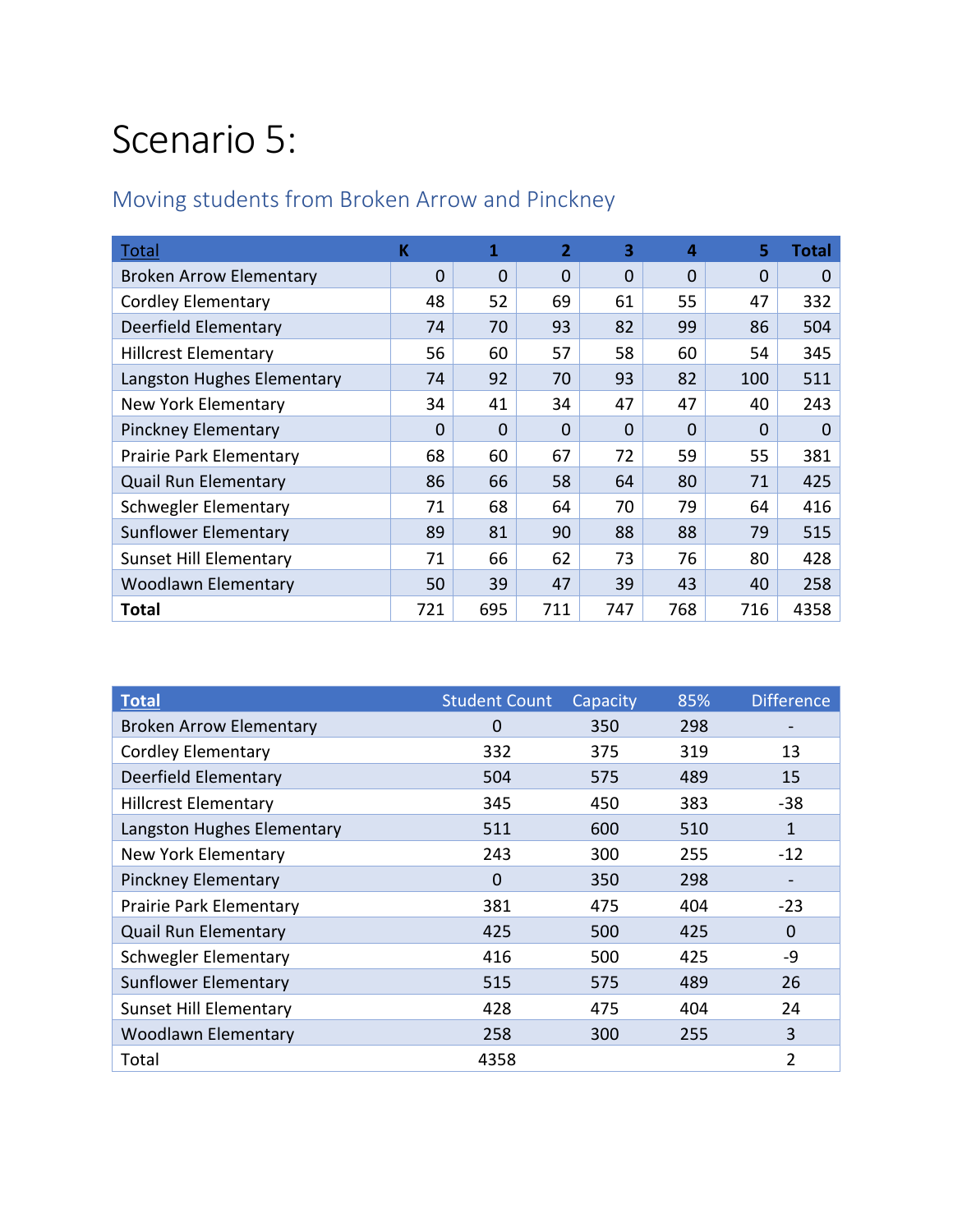# Scenario 5:

## Moving students from Broken Arrow and Pinckney

| Total | K | 1 | 2 | 3 | 4 | 5 | Total |
|---|---|---|---|---|---|---|---|
| Broken Arrow Elementary | 0 | 0 | 0 | 0 | 0 | 0 | 0 |
| Cordley Elementary | 48 | 52 | 69 | 61 | 55 | 47 | 332 |
| Deerfield Elementary | 74 | 70 | 93 | 82 | 99 | 86 | 504 |
| Hillcrest Elementary | 56 | 60 | 57 | 58 | 60 | 54 | 345 |
| Langston Hughes Elementary | 74 | 92 | 70 | 93 | 82 | 100 | 511 |
| New York Elementary | 34 | 41 | 34 | 47 | 47 | 40 | 243 |
| Pinckney Elementary | 0 | 0 | 0 | 0 | 0 | 0 | 0 |
| Prairie Park Elementary | 68 | 60 | 67 | 72 | 59 | 55 | 381 |
| Quail Run Elementary | 86 | 66 | 58 | 64 | 80 | 71 | 425 |
| Schwegler Elementary | 71 | 68 | 64 | 70 | 79 | 64 | 416 |
| Sunflower Elementary | 89 | 81 | 90 | 88 | 88 | 79 | 515 |
| Sunset Hill Elementary | 71 | 66 | 62 | 73 | 76 | 80 | 428 |
| Woodlawn Elementary | 50 | 39 | 47 | 39 | 43 | 40 | 258 |
| **Total** | 721 | 695 | 711 | 747 | 768 | 716 | 4358 |

| Total | Student Count | Capacity | 85% | Difference |
|---|---|---|---|---|
| Broken Arrow Elementary | 0 | 350 | 298 | - |
| Cordley Elementary | 332 | 375 | 319 | 13 |
| Deerfield Elementary | 504 | 575 | 489 | 15 |
| Hillcrest Elementary | 345 | 450 | 383 | -38 |
| Langston Hughes Elementary | 511 | 600 | 510 | 1 |
| New York Elementary | 243 | 300 | 255 | -12 |
| Pinckney Elementary | 0 | 350 | 298 | - |
| Prairie Park Elementary | 381 | 475 | 404 | -23 |
| Quail Run Elementary | 425 | 500 | 425 | 0 |
| Schwegler Elementary | 416 | 500 | 425 | -9 |
| Sunflower Elementary | 515 | 575 | 489 | 26 |
| Sunset Hill Elementary | 428 | 475 | 404 | 24 |
| Woodlawn Elementary | 258 | 300 | 255 | 3 |
| Total | 4358 | | | 2 |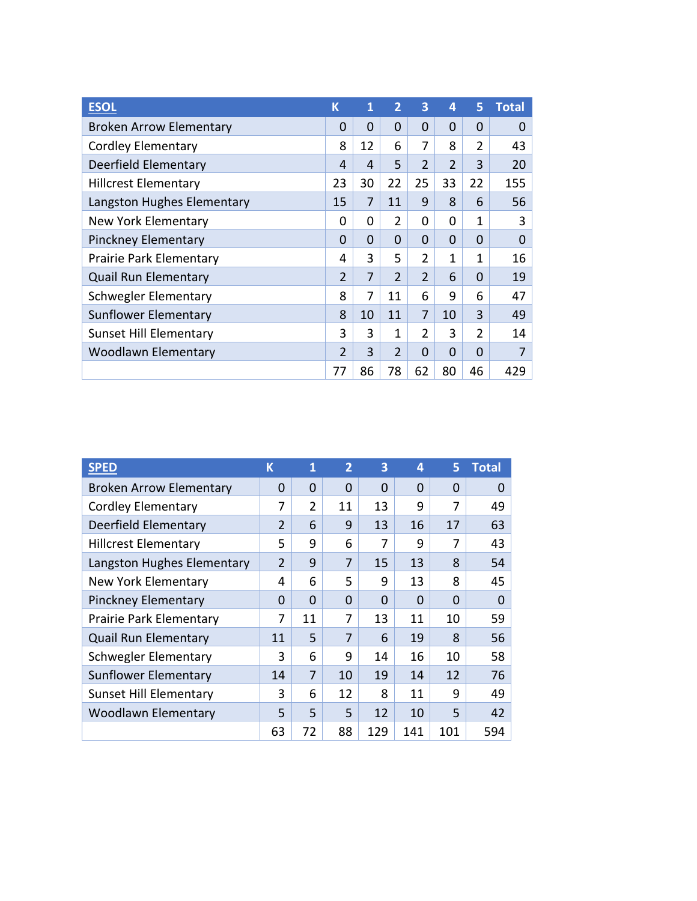| ESOL | K | 1 | 2 | 3 | 4 | 5 | Total |
|---|---|---|---|---|---|---|---|
| Broken Arrow Elementary | 0 | 0 | 0 | 0 | 0 | 0 | 0 |
| Cordley Elementary | 8 | 12 | 6 | 7 | 8 | 2 | 43 |
| Deerfield Elementary | 4 | 4 | 5 | 2 | 2 | 3 | 20 |
| Hillcrest Elementary | 23 | 30 | 22 | 25 | 33 | 22 | 155 |
| Langston Hughes Elementary | 15 | 7 | 11 | 9 | 8 | 6 | 56 |
| New York Elementary | 0 | 0 | 2 | 0 | 0 | 1 | 3 |
| Pinckney Elementary | 0 | 0 | 0 | 0 | 0 | 0 | 0 |
| Prairie Park Elementary | 4 | 3 | 5 | 2 | 1 | 1 | 16 |
| Quail Run Elementary | 2 | 7 | 2 | 2 | 6 | 0 | 19 |
| Schwegler Elementary | 8 | 7 | 11 | 6 | 9 | 6 | 47 |
| Sunflower Elementary | 8 | 10 | 11 | 7 | 10 | 3 | 49 |
| Sunset Hill Elementary | 3 | 3 | 1 | 2 | 3 | 2 | 14 |
| Woodlawn Elementary | 2 | 3 | 2 | 0 | 0 | 0 | 7 |
| | 77 | 86 | 78 | 62 | 80 | 46 | 429 |

| SPED | K | 1 | 2 | 3 | 4 | 5 | Total |
|---|---|---|---|---|---|---|---|
| Broken Arrow Elementary | 0 | 0 | 0 | 0 | 0 | 0 | 0 |
| Cordley Elementary | 7 | 2 | 11 | 13 | 9 | 7 | 49 |
| Deerfield Elementary | 2 | 6 | 9 | 13 | 16 | 17 | 63 |
| Hillcrest Elementary | 5 | 9 | 6 | 7 | 9 | 7 | 43 |
| Langston Hughes Elementary | 2 | 9 | 7 | 15 | 13 | 8 | 54 |
| New York Elementary | 4 | 6 | 5 | 9 | 13 | 8 | 45 |
| Pinckney Elementary | 0 | 0 | 0 | 0 | 0 | 0 | 0 |
| Prairie Park Elementary | 7 | 11 | 7 | 13 | 11 | 10 | 59 |
| Quail Run Elementary | 11 | 5 | 7 | 6 | 19 | 8 | 56 |
| Schwegler Elementary | 3 | 6 | 9 | 14 | 16 | 10 | 58 |
| Sunflower Elementary | 14 | 7 | 10 | 19 | 14 | 12 | 76 |
| Sunset Hill Elementary | 3 | 6 | 12 | 8 | 11 | 9 | 49 |
| Woodlawn Elementary | 5 | 5 | 5 | 12 | 10 | 5 | 42 |
| | 63 | 72 | 88 | 129 | 141 | 101 | 594 |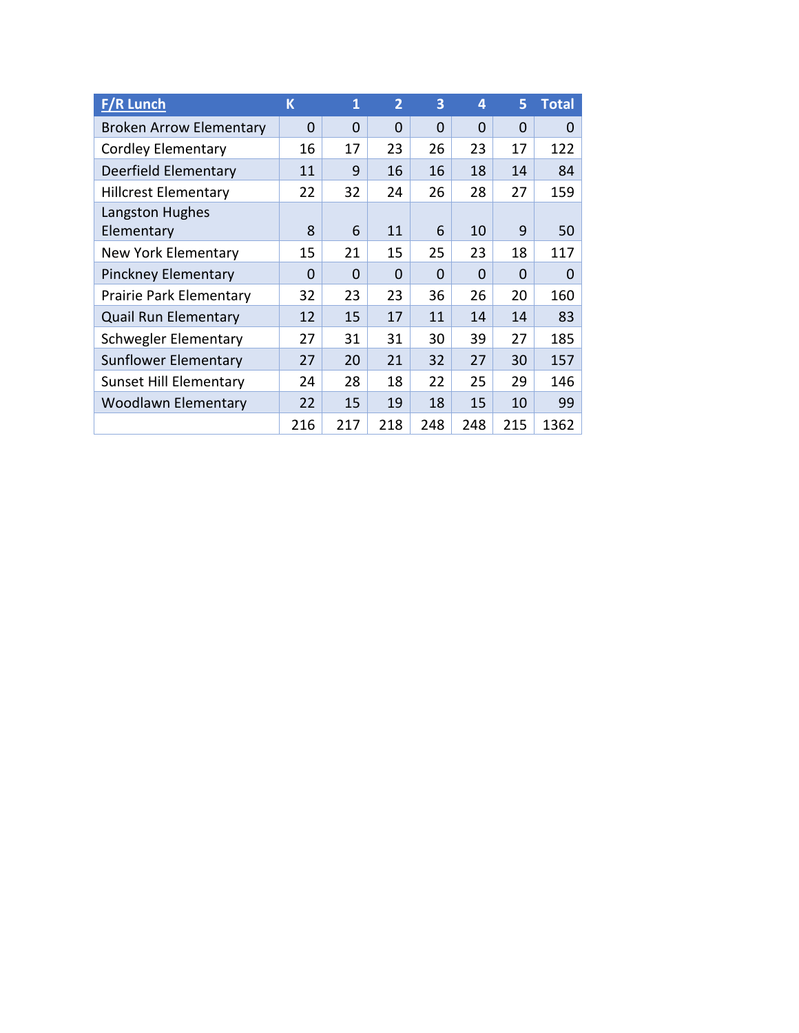| F/R Lunch | K | 1 | 2 | 3 | 4 | 5 | Total |
|---|---|---|---|---|---|---|---|
| Broken Arrow Elementary | 0 | 0 | 0 | 0 | 0 | 0 | 0 |
| Cordley Elementary | 16 | 17 | 23 | 26 | 23 | 17 | 122 |
| Deerfield Elementary | 11 | 9 | 16 | 16 | 18 | 14 | 84 |
| Hillcrest Elementary | 22 | 32 | 24 | 26 | 28 | 27 | 159 |
| Langston Hughes Elementary | 8 | 6 | 11 | 6 | 10 | 9 | 50 |
| New York Elementary | 15 | 21 | 15 | 25 | 23 | 18 | 117 |
| Pinckney Elementary | 0 | 0 | 0 | 0 | 0 | 0 | 0 |
| Prairie Park Elementary | 32 | 23 | 23 | 36 | 26 | 20 | 160 |
| Quail Run Elementary | 12 | 15 | 17 | 11 | 14 | 14 | 83 |
| Schwegler Elementary | 27 | 31 | 31 | 30 | 39 | 27 | 185 |
| Sunflower Elementary | 27 | 20 | 21 | 32 | 27 | 30 | 157 |
| Sunset Hill Elementary | 24 | 28 | 18 | 22 | 25 | 29 | 146 |
| Woodlawn Elementary | 22 | 15 | 19 | 18 | 15 | 10 | 99 |
| | 216 | 217 | 218 | 248 | 248 | 215 | 1362 |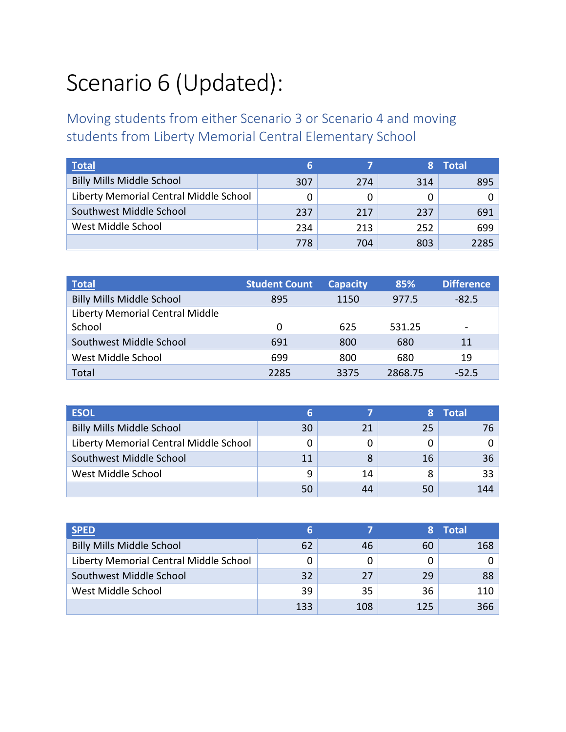# Scenario 6 (Updated):

## Moving students from either Scenario 3 or Scenario 4 and moving students from Liberty Memorial Central Elementary School

| **Total** | 6 | 7 | 8 | Total |
|---|---|---|---|---|
| Billy Mills Middle School | 307 | 274 | 314 | 895 |
| Liberty Memorial Central Middle School | 0 | 0 | 0 | 0 |
| Southwest Middle School | 237 | 217 | 237 | 691 |
| West Middle School | 234 | 213 | 252 | 699 |
| | 778 | 704 | 803 | 2285 |

| **Total** | Student Count | Capacity | 85% | Difference |
|---|---|---|---|---|
| Billy Mills Middle School | 895 | 1150 | 977.5 | -82.5 |
| Liberty Memorial Central Middle School | 0 | 625 | 531.25 | - |
| Southwest Middle School | 691 | 800 | 680 | 11 |
| West Middle School | 699 | 800 | 680 | 19 |
| Total | 2285 | 3375 | 2868.75 | -52.5 |

| **ESOL** | 6 | 7 | 8 | Total |
|---|---|---|---|---|
| Billy Mills Middle School | 30 | 21 | 25 | 76 |
| Liberty Memorial Central Middle School | 0 | 0 | 0 | 0 |
| Southwest Middle School | 11 | 8 | 16 | 36 |
| West Middle School | 9 | 14 | 8 | 33 |
| | 50 | 44 | 50 | 144 |

| **SPED** | 6 | 7 | 8 | Total |
|---|---|---|---|---|
| Billy Mills Middle School | 62 | 46 | 60 | 168 |
| Liberty Memorial Central Middle School | 0 | 0 | 0 | 0 |
| Southwest Middle School | 32 | 27 | 29 | 88 |
| West Middle School | 39 | 35 | 36 | 110 |
| | 133 | 108 | 125 | 366 |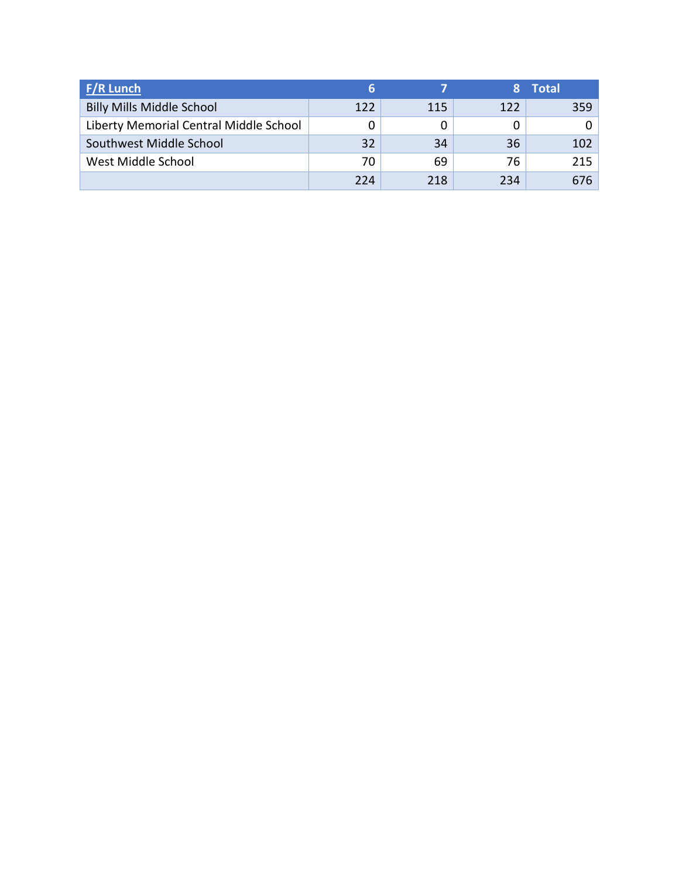| F/R Lunch | 6 | 7 | 8 | Total |
|---|---|---|---|---|
| Billy Mills Middle School | 122 | 115 | 122 | 359 |
| Liberty Memorial Central Middle School | 0 | 0 | 0 | 0 |
| Southwest Middle School | 32 | 34 | 36 | 102 |
| West Middle School | 70 | 69 | 76 | 215 |
| | 224 | 218 | 234 | 676 |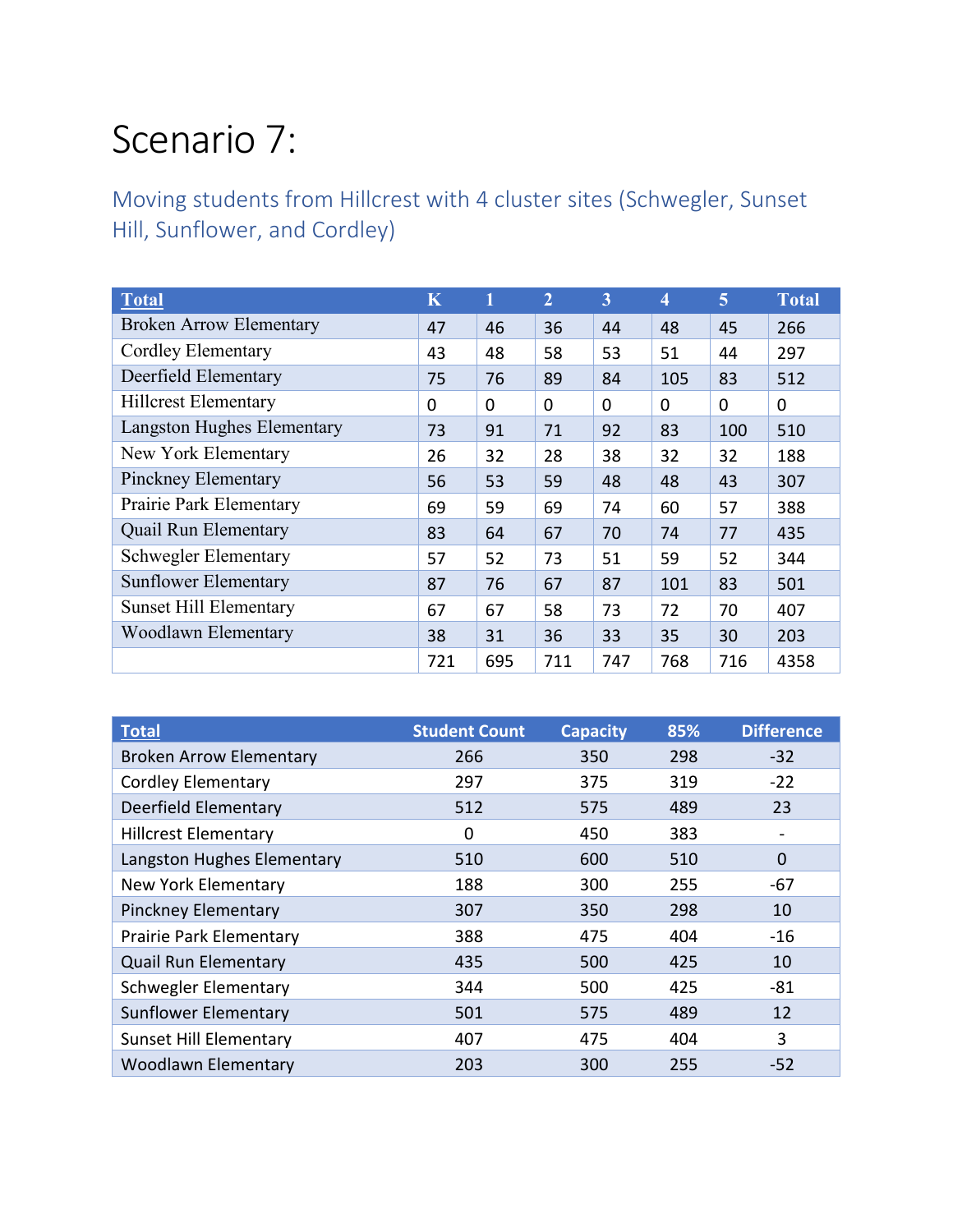# Scenario 7:

## Moving students from Hillcrest with 4 cluster sites (Schwegler, Sunset Hill, Sunflower, and Cordley)

| Total | K | 1 | 2 | 3 | 4 | 5 | Total |
|---|---|---|---|---|---|---|---|
| Broken Arrow Elementary | 47 | 46 | 36 | 44 | 48 | 45 | 266 |
| Cordley Elementary | 43 | 48 | 58 | 53 | 51 | 44 | 297 |
| Deerfield Elementary | 75 | 76 | 89 | 84 | 105 | 83 | 512 |
| Hillcrest Elementary | 0 | 0 | 0 | 0 | 0 | 0 | 0 |
| Langston Hughes Elementary | 73 | 91 | 71 | 92 | 83 | 100 | 510 |
| New York Elementary | 26 | 32 | 28 | 38 | 32 | 32 | 188 |
| Pinckney Elementary | 56 | 53 | 59 | 48 | 48 | 43 | 307 |
| Prairie Park Elementary | 69 | 59 | 69 | 74 | 60 | 57 | 388 |
| Quail Run Elementary | 83 | 64 | 67 | 70 | 74 | 77 | 435 |
| Schwegler Elementary | 57 | 52 | 73 | 51 | 59 | 52 | 344 |
| Sunflower Elementary | 87 | 76 | 67 | 87 | 101 | 83 | 501 |
| Sunset Hill Elementary | 67 | 67 | 58 | 73 | 72 | 70 | 407 |
| Woodlawn Elementary | 38 | 31 | 36 | 33 | 35 | 30 | 203 |
| | 721 | 695 | 711 | 747 | 768 | 716 | 4358 |

| Total | Student Count | Capacity | 85% | Difference |
|---|---|---|---|---|
| Broken Arrow Elementary | 266 | 350 | 298 | -32 |
| Cordley Elementary | 297 | 375 | 319 | -22 |
| Deerfield Elementary | 512 | 575 | 489 | 23 |
| Hillcrest Elementary | 0 | 450 | 383 | - |
| Langston Hughes Elementary | 510 | 600 | 510 | 0 |
| New York Elementary | 188 | 300 | 255 | -67 |
| Pinckney Elementary | 307 | 350 | 298 | 10 |
| Prairie Park Elementary | 388 | 475 | 404 | -16 |
| Quail Run Elementary | 435 | 500 | 425 | 10 |
| Schwegler Elementary | 344 | 500 | 425 | -81 |
| Sunflower Elementary | 501 | 575 | 489 | 12 |
| Sunset Hill Elementary | 407 | 475 | 404 | 3 |
| Woodlawn Elementary | 203 | 300 | 255 | -52 |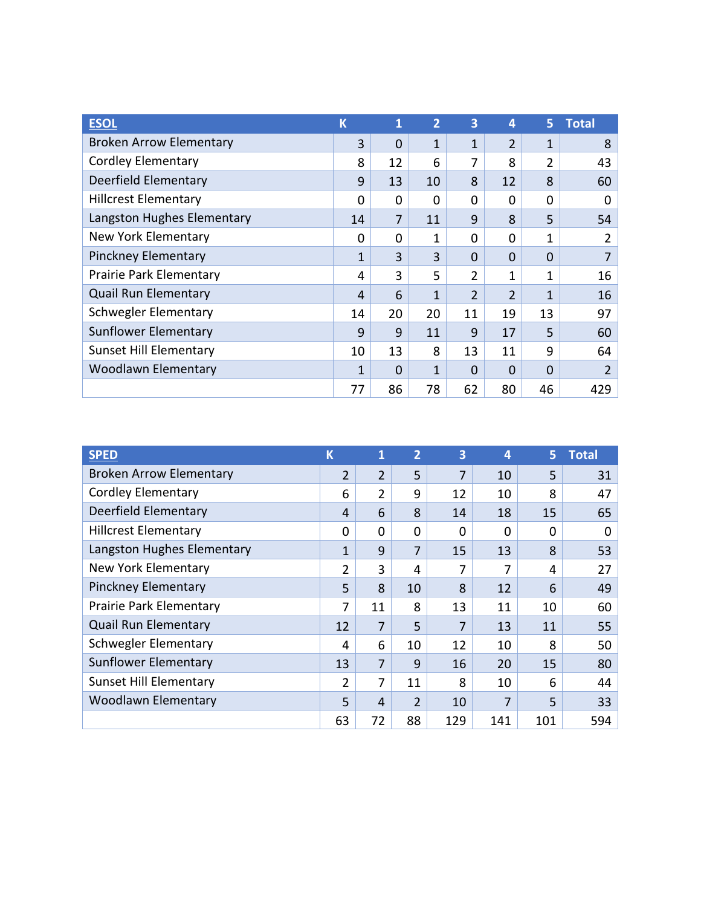| ESOL | K | 1 | 2 | 3 | 4 | 5 | Total |
|---|---|---|---|---|---|---|---|
| Broken Arrow Elementary | 3 | 0 | 1 | 1 | 2 | 1 | 8 |
| Cordley Elementary | 8 | 12 | 6 | 7 | 8 | 2 | 43 |
| Deerfield Elementary | 9 | 13 | 10 | 8 | 12 | 8 | 60 |
| Hillcrest Elementary | 0 | 0 | 0 | 0 | 0 | 0 | 0 |
| Langston Hughes Elementary | 14 | 7 | 11 | 9 | 8 | 5 | 54 |
| New York Elementary | 0 | 0 | 1 | 0 | 0 | 1 | 2 |
| Pinckney Elementary | 1 | 3 | 3 | 0 | 0 | 0 | 7 |
| Prairie Park Elementary | 4 | 3 | 5 | 2 | 1 | 1 | 16 |
| Quail Run Elementary | 4 | 6 | 1 | 2 | 2 | 1 | 16 |
| Schwegler Elementary | 14 | 20 | 20 | 11 | 19 | 13 | 97 |
| Sunflower Elementary | 9 | 9 | 11 | 9 | 17 | 5 | 60 |
| Sunset Hill Elementary | 10 | 13 | 8 | 13 | 11 | 9 | 64 |
| Woodlawn Elementary | 1 | 0 | 1 | 0 | 0 | 0 | 2 |
| | 77 | 86 | 78 | 62 | 80 | 46 | 429 |

| SPED | K | 1 | 2 | 3 | 4 | 5 | Total |
|---|---|---|---|---|---|---|---|
| Broken Arrow Elementary | 2 | 2 | 5 | 7 | 10 | 5 | 31 |
| Cordley Elementary | 6 | 2 | 9 | 12 | 10 | 8 | 47 |
| Deerfield Elementary | 4 | 6 | 8 | 14 | 18 | 15 | 65 |
| Hillcrest Elementary | 0 | 0 | 0 | 0 | 0 | 0 | 0 |
| Langston Hughes Elementary | 1 | 9 | 7 | 15 | 13 | 8 | 53 |
| New York Elementary | 2 | 3 | 4 | 7 | 7 | 4 | 27 |
| Pinckney Elementary | 5 | 8 | 10 | 8 | 12 | 6 | 49 |
| Prairie Park Elementary | 7 | 11 | 8 | 13 | 11 | 10 | 60 |
| Quail Run Elementary | 12 | 7 | 5 | 7 | 13 | 11 | 55 |
| Schwegler Elementary | 4 | 6 | 10 | 12 | 10 | 8 | 50 |
| Sunflower Elementary | 13 | 7 | 9 | 16 | 20 | 15 | 80 |
| Sunset Hill Elementary | 2 | 7 | 11 | 8 | 10 | 6 | 44 |
| Woodlawn Elementary | 5 | 4 | 2 | 10 | 7 | 5 | 33 |
| | 63 | 72 | 88 | 129 | 141 | 101 | 594 |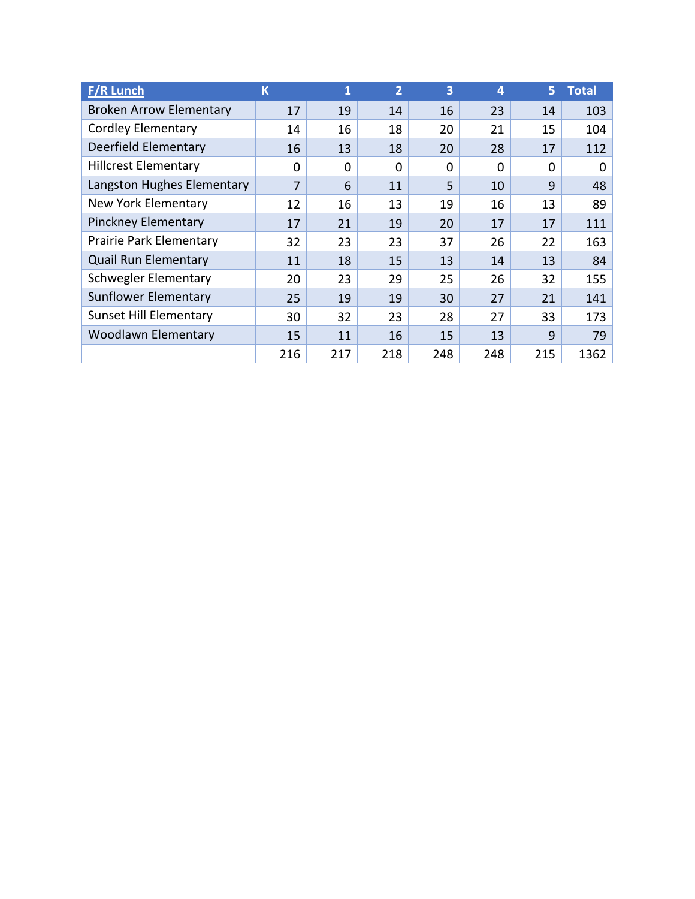| F/R Lunch | K | 1 | 2 | 3 | 4 | 5 | Total |
|---|---|---|---|---|---|---|---|
| Broken Arrow Elementary | 17 | 19 | 14 | 16 | 23 | 14 | 103 |
| Cordley Elementary | 14 | 16 | 18 | 20 | 21 | 15 | 104 |
| Deerfield Elementary | 16 | 13 | 18 | 20 | 28 | 17 | 112 |
| Hillcrest Elementary | 0 | 0 | 0 | 0 | 0 | 0 | 0 |
| Langston Hughes Elementary | 7 | 6 | 11 | 5 | 10 | 9 | 48 |
| New York Elementary | 12 | 16 | 13 | 19 | 16 | 13 | 89 |
| Pinckney Elementary | 17 | 21 | 19 | 20 | 17 | 17 | 111 |
| Prairie Park Elementary | 32 | 23 | 23 | 37 | 26 | 22 | 163 |
| Quail Run Elementary | 11 | 18 | 15 | 13 | 14 | 13 | 84 |
| Schwegler Elementary | 20 | 23 | 29 | 25 | 26 | 32 | 155 |
| Sunflower Elementary | 25 | 19 | 19 | 30 | 27 | 21 | 141 |
| Sunset Hill Elementary | 30 | 32 | 23 | 28 | 27 | 33 | 173 |
| Woodlawn Elementary | 15 | 11 | 16 | 15 | 13 | 9 | 79 |
| | 216 | 217 | 218 | 248 | 248 | 215 | 1362 |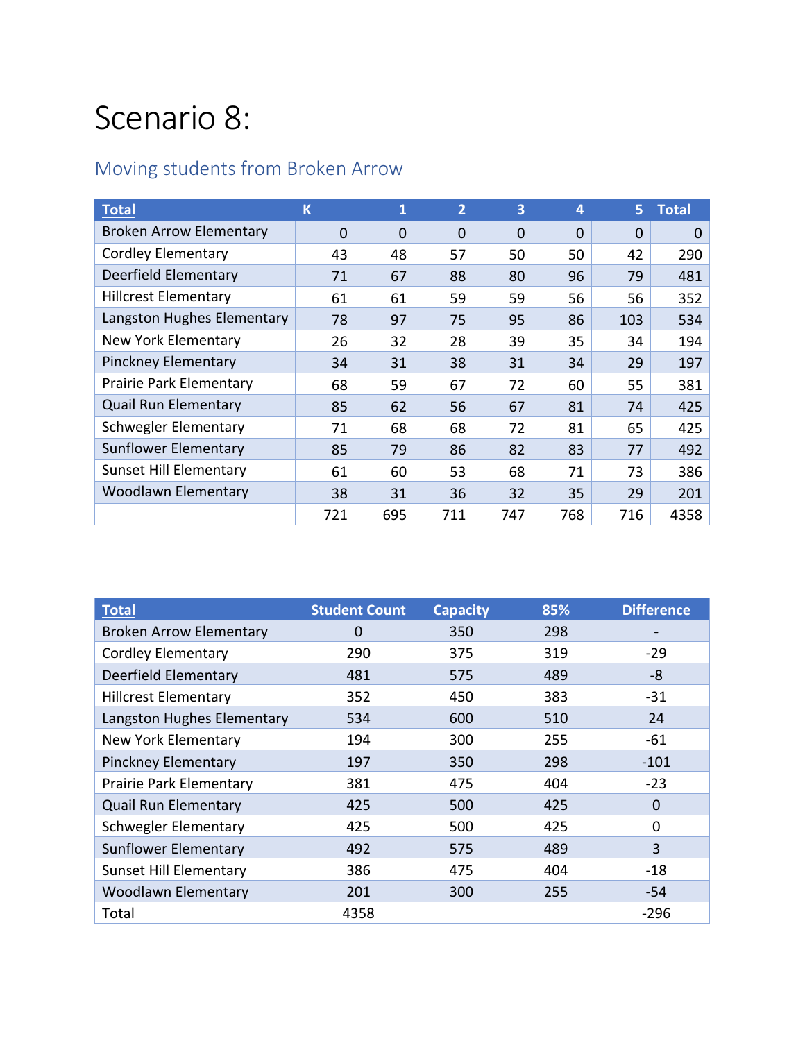# Scenario 8:

## Moving students from Broken Arrow

| Total | K | 1 | 2 | 3 | 4 | 5 | Total |
|---|---|---|---|---|---|---|---|
| Broken Arrow Elementary | 0 | 0 | 0 | 0 | 0 | 0 | 0 |
| Cordley Elementary | 43 | 48 | 57 | 50 | 50 | 42 | 290 |
| Deerfield Elementary | 71 | 67 | 88 | 80 | 96 | 79 | 481 |
| Hillcrest Elementary | 61 | 61 | 59 | 59 | 56 | 56 | 352 |
| Langston Hughes Elementary | 78 | 97 | 75 | 95 | 86 | 103 | 534 |
| New York Elementary | 26 | 32 | 28 | 39 | 35 | 34 | 194 |
| Pinckney Elementary | 34 | 31 | 38 | 31 | 34 | 29 | 197 |
| Prairie Park Elementary | 68 | 59 | 67 | 72 | 60 | 55 | 381 |
| Quail Run Elementary | 85 | 62 | 56 | 67 | 81 | 74 | 425 |
| Schwegler Elementary | 71 | 68 | 68 | 72 | 81 | 65 | 425 |
| Sunflower Elementary | 85 | 79 | 86 | 82 | 83 | 77 | 492 |
| Sunset Hill Elementary | 61 | 60 | 53 | 68 | 71 | 73 | 386 |
| Woodlawn Elementary | 38 | 31 | 36 | 32 | 35 | 29 | 201 |
| | 721 | 695 | 711 | 747 | 768 | 716 | 4358 |

| Total | Student Count | Capacity | 85% | Difference |
|---|---|---|---|---|
| Broken Arrow Elementary | 0 | 350 | 298 | - |
| Cordley Elementary | 290 | 375 | 319 | -29 |
| Deerfield Elementary | 481 | 575 | 489 | -8 |
| Hillcrest Elementary | 352 | 450 | 383 | -31 |
| Langston Hughes Elementary | 534 | 600 | 510 | 24 |
| New York Elementary | 194 | 300 | 255 | -61 |
| Pinckney Elementary | 197 | 350 | 298 | -101 |
| Prairie Park Elementary | 381 | 475 | 404 | -23 |
| Quail Run Elementary | 425 | 500 | 425 | 0 |
| Schwegler Elementary | 425 | 500 | 425 | 0 |
| Sunflower Elementary | 492 | 575 | 489 | 3 |
| Sunset Hill Elementary | 386 | 475 | 404 | -18 |
| Woodlawn Elementary | 201 | 300 | 255 | -54 |
| Total | 4358 | | | -296 |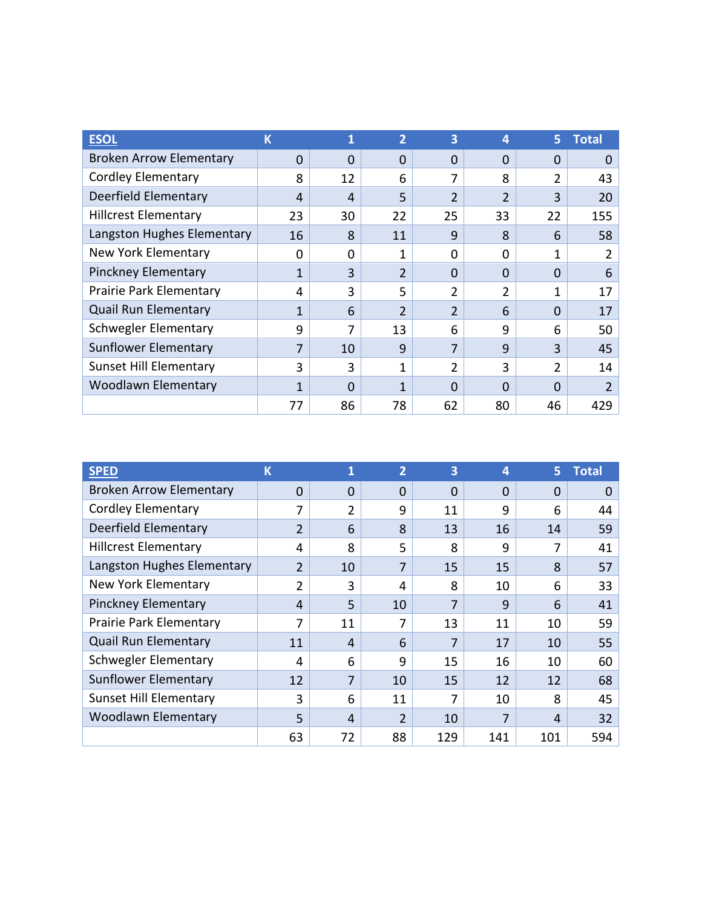| ESOL | K | 1 | 2 | 3 | 4 | 5 | Total |
|---|---|---|---|---|---|---|---|
| Broken Arrow Elementary | 0 | 0 | 0 | 0 | 0 | 0 | 0 |
| Cordley Elementary | 8 | 12 | 6 | 7 | 8 | 2 | 43 |
| Deerfield Elementary | 4 | 4 | 5 | 2 | 2 | 3 | 20 |
| Hillcrest Elementary | 23 | 30 | 22 | 25 | 33 | 22 | 155 |
| Langston Hughes Elementary | 16 | 8 | 11 | 9 | 8 | 6 | 58 |
| New York Elementary | 0 | 0 | 1 | 0 | 0 | 1 | 2 |
| Pinckney Elementary | 1 | 3 | 2 | 0 | 0 | 0 | 6 |
| Prairie Park Elementary | 4 | 3 | 5 | 2 | 2 | 1 | 17 |
| Quail Run Elementary | 1 | 6 | 2 | 2 | 6 | 0 | 17 |
| Schwegler Elementary | 9 | 7 | 13 | 6 | 9 | 6 | 50 |
| Sunflower Elementary | 7 | 10 | 9 | 7 | 9 | 3 | 45 |
| Sunset Hill Elementary | 3 | 3 | 1 | 2 | 3 | 2 | 14 |
| Woodlawn Elementary | 1 | 0 | 1 | 0 | 0 | 0 | 2 |
| | 77 | 86 | 78 | 62 | 80 | 46 | 429 |

| SPED | K | 1 | 2 | 3 | 4 | 5 | Total |
|---|---|---|---|---|---|---|---|
| Broken Arrow Elementary | 0 | 0 | 0 | 0 | 0 | 0 | 0 |
| Cordley Elementary | 7 | 2 | 9 | 11 | 9 | 6 | 44 |
| Deerfield Elementary | 2 | 6 | 8 | 13 | 16 | 14 | 59 |
| Hillcrest Elementary | 4 | 8 | 5 | 8 | 9 | 7 | 41 |
| Langston Hughes Elementary | 2 | 10 | 7 | 15 | 15 | 8 | 57 |
| New York Elementary | 2 | 3 | 4 | 8 | 10 | 6 | 33 |
| Pinckney Elementary | 4 | 5 | 10 | 7 | 9 | 6 | 41 |
| Prairie Park Elementary | 7 | 11 | 7 | 13 | 11 | 10 | 59 |
| Quail Run Elementary | 11 | 4 | 6 | 7 | 17 | 10 | 55 |
| Schwegler Elementary | 4 | 6 | 9 | 15 | 16 | 10 | 60 |
| Sunflower Elementary | 12 | 7 | 10 | 15 | 12 | 12 | 68 |
| Sunset Hill Elementary | 3 | 6 | 11 | 7 | 10 | 8 | 45 |
| Woodlawn Elementary | 5 | 4 | 2 | 10 | 7 | 4 | 32 |
| | 63 | 72 | 88 | 129 | 141 | 101 | 594 |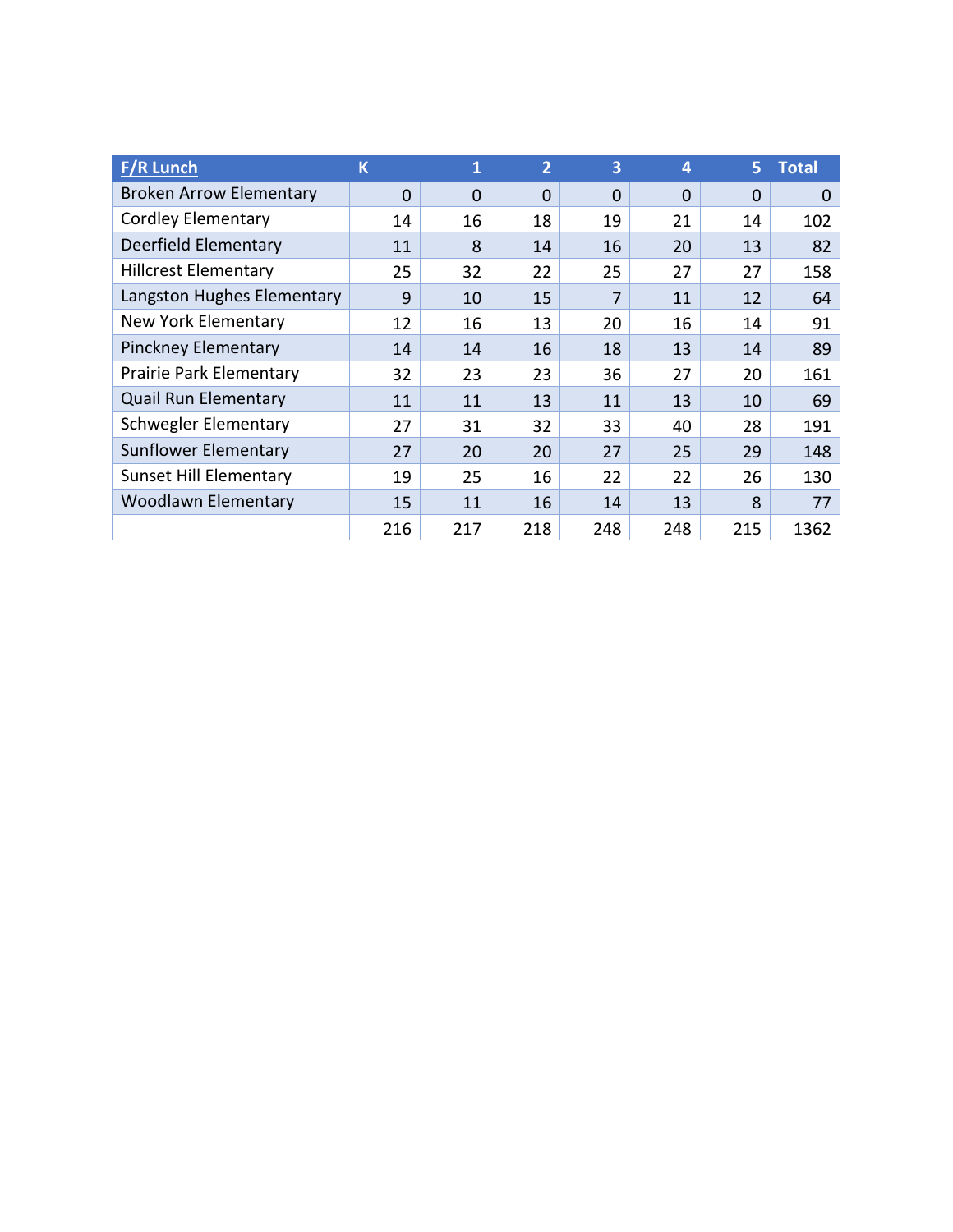| F/R Lunch | K | 1 | 2 | 3 | 4 | 5 | Total |
|---|---|---|---|---|---|---|---|
| Broken Arrow Elementary | 0 | 0 | 0 | 0 | 0 | 0 | 0 |
| Cordley Elementary | 14 | 16 | 18 | 19 | 21 | 14 | 102 |
| Deerfield Elementary | 11 | 8 | 14 | 16 | 20 | 13 | 82 |
| Hillcrest Elementary | 25 | 32 | 22 | 25 | 27 | 27 | 158 |
| Langston Hughes Elementary | 9 | 10 | 15 | 7 | 11 | 12 | 64 |
| New York Elementary | 12 | 16 | 13 | 20 | 16 | 14 | 91 |
| Pinckney Elementary | 14 | 14 | 16 | 18 | 13 | 14 | 89 |
| Prairie Park Elementary | 32 | 23 | 23 | 36 | 27 | 20 | 161 |
| Quail Run Elementary | 11 | 11 | 13 | 11 | 13 | 10 | 69 |
| Schwegler Elementary | 27 | 31 | 32 | 33 | 40 | 28 | 191 |
| Sunflower Elementary | 27 | 20 | 20 | 27 | 25 | 29 | 148 |
| Sunset Hill Elementary | 19 | 25 | 16 | 22 | 22 | 26 | 130 |
| Woodlawn Elementary | 15 | 11 | 16 | 14 | 13 | 8 | 77 |
| | 216 | 217 | 218 | 248 | 248 | 215 | 1362 |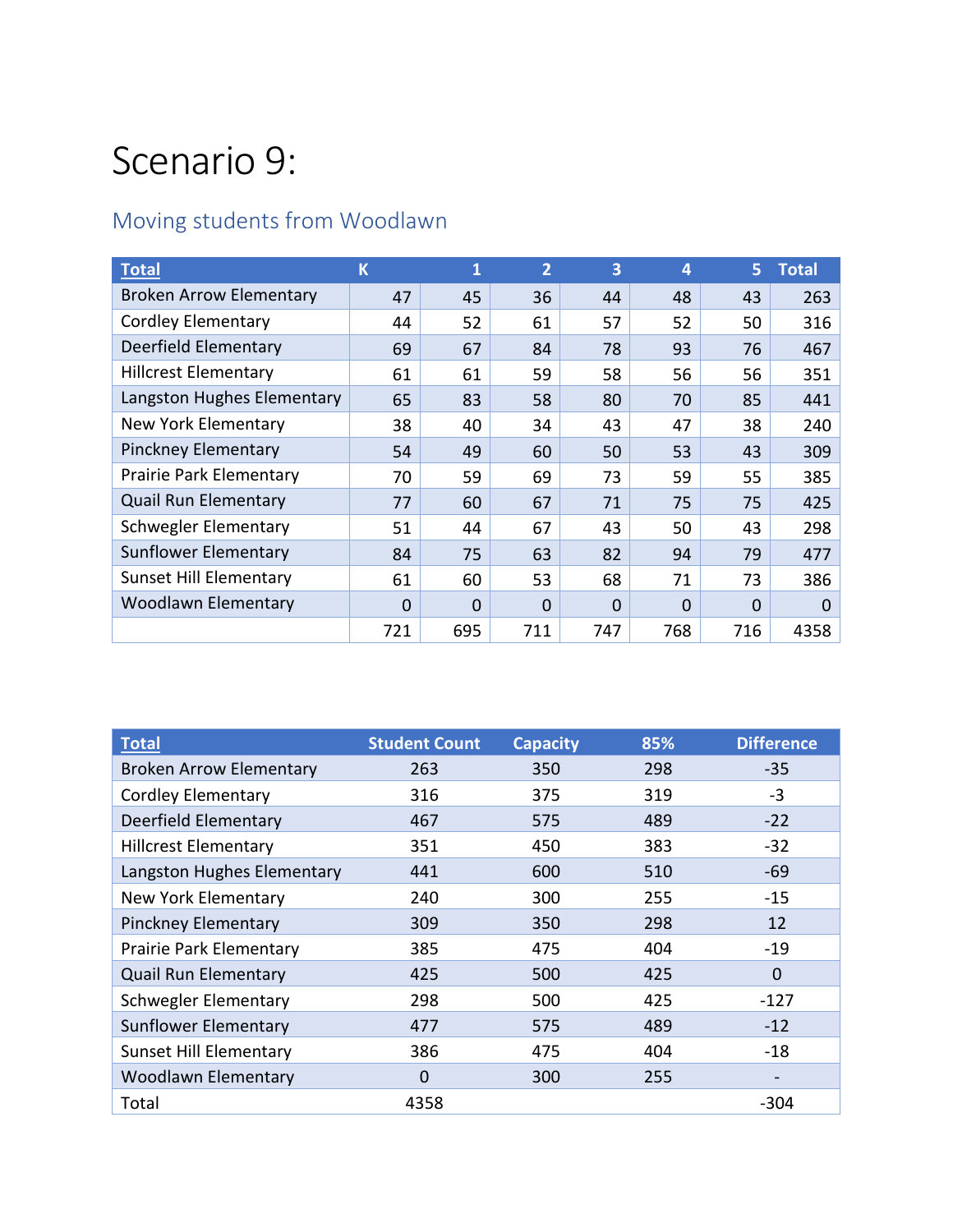# Scenario 9:

## Moving students from Woodlawn

| Total | K | 1 | 2 | 3 | 4 | 5 | Total |
|---|---|---|---|---|---|---|---|
| Broken Arrow Elementary | 47 | 45 | 36 | 44 | 48 | 43 | 263 |
| Cordley Elementary | 44 | 52 | 61 | 57 | 52 | 50 | 316 |
| Deerfield Elementary | 69 | 67 | 84 | 78 | 93 | 76 | 467 |
| Hillcrest Elementary | 61 | 61 | 59 | 58 | 56 | 56 | 351 |
| Langston Hughes Elementary | 65 | 83 | 58 | 80 | 70 | 85 | 441 |
| New York Elementary | 38 | 40 | 34 | 43 | 47 | 38 | 240 |
| Pinckney Elementary | 54 | 49 | 60 | 50 | 53 | 43 | 309 |
| Prairie Park Elementary | 70 | 59 | 69 | 73 | 59 | 55 | 385 |
| Quail Run Elementary | 77 | 60 | 67 | 71 | 75 | 75 | 425 |
| Schwegler Elementary | 51 | 44 | 67 | 43 | 50 | 43 | 298 |
| Sunflower Elementary | 84 | 75 | 63 | 82 | 94 | 79 | 477 |
| Sunset Hill Elementary | 61 | 60 | 53 | 68 | 71 | 73 | 386 |
| Woodlawn Elementary | 0 | 0 | 0 | 0 | 0 | 0 | 0 |
| | 721 | 695 | 711 | 747 | 768 | 716 | 4358 |

| Total | Student Count | Capacity | 85% | Difference |
|---|---|---|---|---|
| Broken Arrow Elementary | 263 | 350 | 298 | -35 |
| Cordley Elementary | 316 | 375 | 319 | -3 |
| Deerfield Elementary | 467 | 575 | 489 | -22 |
| Hillcrest Elementary | 351 | 450 | 383 | -32 |
| Langston Hughes Elementary | 441 | 600 | 510 | -69 |
| New York Elementary | 240 | 300 | 255 | -15 |
| Pinckney Elementary | 309 | 350 | 298 | 12 |
| Prairie Park Elementary | 385 | 475 | 404 | -19 |
| Quail Run Elementary | 425 | 500 | 425 | 0 |
| Schwegler Elementary | 298 | 500 | 425 | -127 |
| Sunflower Elementary | 477 | 575 | 489 | -12 |
| Sunset Hill Elementary | 386 | 475 | 404 | -18 |
| Woodlawn Elementary | 0 | 300 | 255 | - |
| Total | 4358 | | | -304 |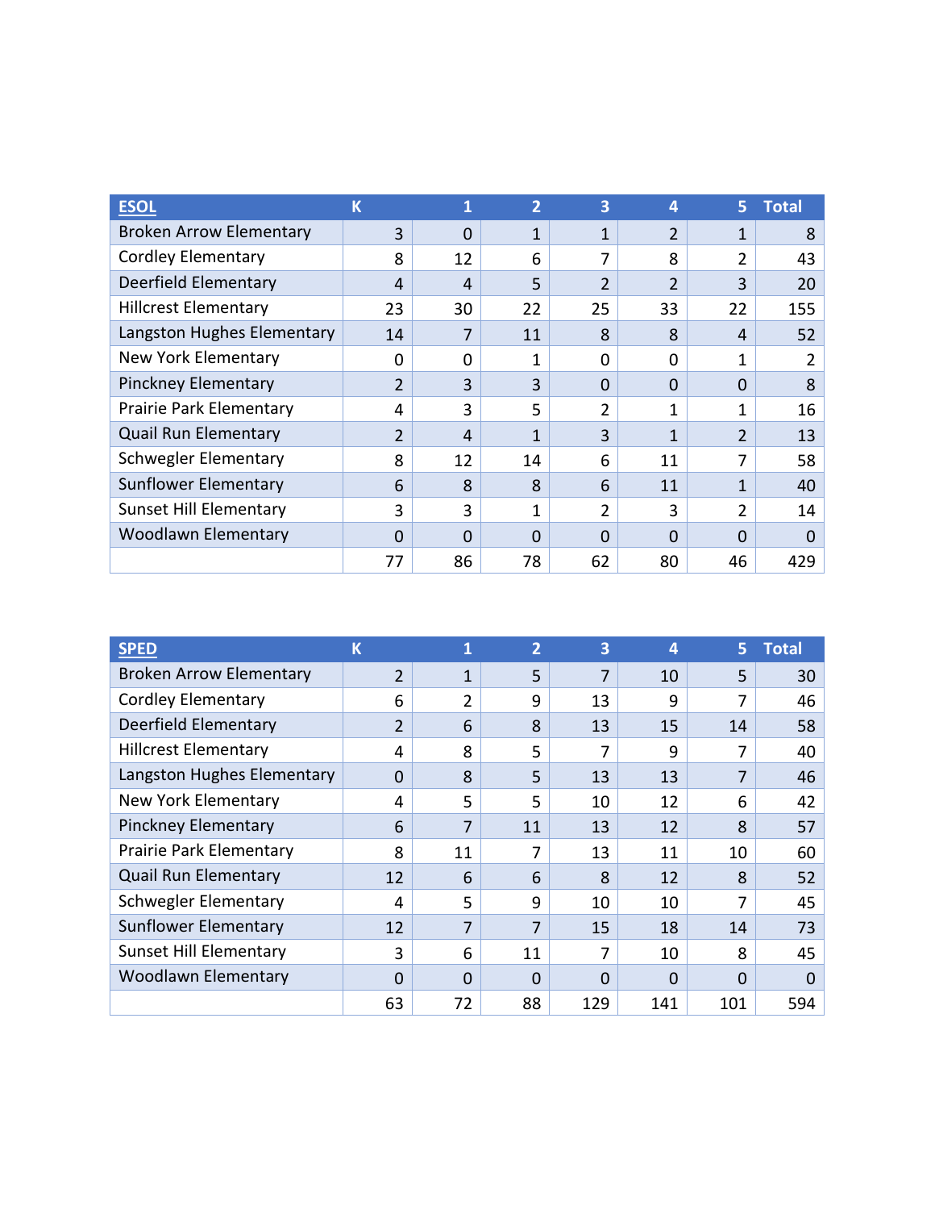| ESOL | K | 1 | 2 | 3 | 4 | 5 | Total |
|---|---|---|---|---|---|---|---|
| Broken Arrow Elementary | 3 | 0 | 1 | 1 | 2 | 1 | 8 |
| Cordley Elementary | 8 | 12 | 6 | 7 | 8 | 2 | 43 |
| Deerfield Elementary | 4 | 4 | 5 | 2 | 2 | 3 | 20 |
| Hillcrest Elementary | 23 | 30 | 22 | 25 | 33 | 22 | 155 |
| Langston Hughes Elementary | 14 | 7 | 11 | 8 | 8 | 4 | 52 |
| New York Elementary | 0 | 0 | 1 | 0 | 0 | 1 | 2 |
| Pinckney Elementary | 2 | 3 | 3 | 0 | 0 | 0 | 8 |
| Prairie Park Elementary | 4 | 3 | 5 | 2 | 1 | 1 | 16 |
| Quail Run Elementary | 2 | 4 | 1 | 3 | 1 | 2 | 13 |
| Schwegler Elementary | 8 | 12 | 14 | 6 | 11 | 7 | 58 |
| Sunflower Elementary | 6 | 8 | 8 | 6 | 11 | 1 | 40 |
| Sunset Hill Elementary | 3 | 3 | 1 | 2 | 3 | 2 | 14 |
| Woodlawn Elementary | 0 | 0 | 0 | 0 | 0 | 0 | 0 |
| | 77 | 86 | 78 | 62 | 80 | 46 | 429 |

| SPED | K | 1 | 2 | 3 | 4 | 5 | Total |
|---|---|---|---|---|---|---|---|
| Broken Arrow Elementary | 2 | 1 | 5 | 7 | 10 | 5 | 30 |
| Cordley Elementary | 6 | 2 | 9 | 13 | 9 | 7 | 46 |
| Deerfield Elementary | 2 | 6 | 8 | 13 | 15 | 14 | 58 |
| Hillcrest Elementary | 4 | 8 | 5 | 7 | 9 | 7 | 40 |
| Langston Hughes Elementary | 0 | 8 | 5 | 13 | 13 | 7 | 46 |
| New York Elementary | 4 | 5 | 5 | 10 | 12 | 6 | 42 |
| Pinckney Elementary | 6 | 7 | 11 | 13 | 12 | 8 | 57 |
| Prairie Park Elementary | 8 | 11 | 7 | 13 | 11 | 10 | 60 |
| Quail Run Elementary | 12 | 6 | 6 | 8 | 12 | 8 | 52 |
| Schwegler Elementary | 4 | 5 | 9 | 10 | 10 | 7 | 45 |
| Sunflower Elementary | 12 | 7 | 7 | 15 | 18 | 14 | 73 |
| Sunset Hill Elementary | 3 | 6 | 11 | 7 | 10 | 8 | 45 |
| Woodlawn Elementary | 0 | 0 | 0 | 0 | 0 | 0 | 0 |
| | 63 | 72 | 88 | 129 | 141 | 101 | 594 |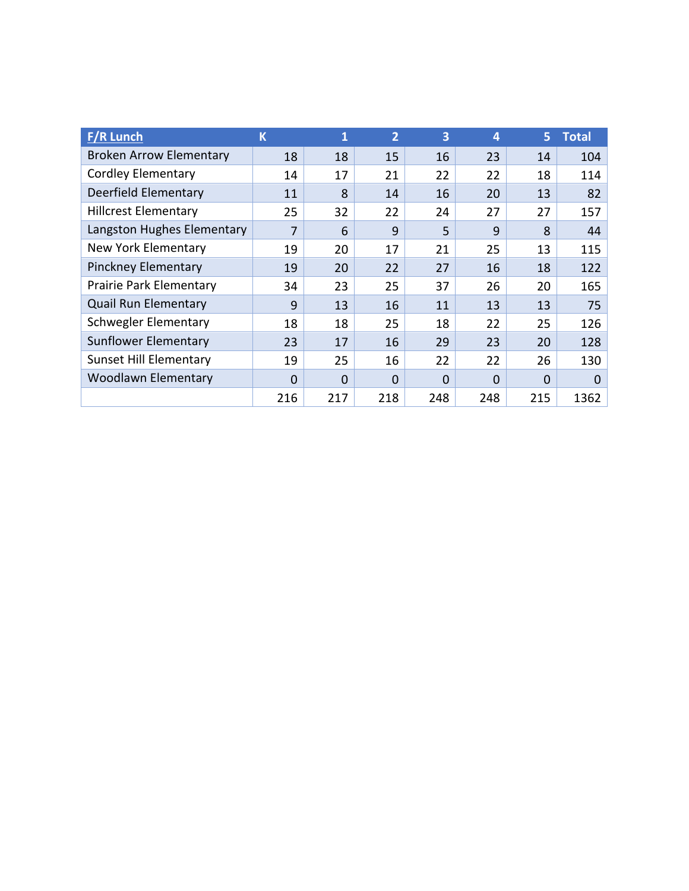| F/R Lunch | K | 1 | 2 | 3 | 4 | 5 | Total |
|---|---|---|---|---|---|---|---|
| Broken Arrow Elementary | 18 | 18 | 15 | 16 | 23 | 14 | 104 |
| Cordley Elementary | 14 | 17 | 21 | 22 | 22 | 18 | 114 |
| Deerfield Elementary | 11 | 8 | 14 | 16 | 20 | 13 | 82 |
| Hillcrest Elementary | 25 | 32 | 22 | 24 | 27 | 27 | 157 |
| Langston Hughes Elementary | 7 | 6 | 9 | 5 | 9 | 8 | 44 |
| New York Elementary | 19 | 20 | 17 | 21 | 25 | 13 | 115 |
| Pinckney Elementary | 19 | 20 | 22 | 27 | 16 | 18 | 122 |
| Prairie Park Elementary | 34 | 23 | 25 | 37 | 26 | 20 | 165 |
| Quail Run Elementary | 9 | 13 | 16 | 11 | 13 | 13 | 75 |
| Schwegler Elementary | 18 | 18 | 25 | 18 | 22 | 25 | 126 |
| Sunflower Elementary | 23 | 17 | 16 | 29 | 23 | 20 | 128 |
| Sunset Hill Elementary | 19 | 25 | 16 | 22 | 22 | 26 | 130 |
| Woodlawn Elementary | 0 | 0 | 0 | 0 | 0 | 0 | 0 |
| | 216 | 217 | 218 | 248 | 248 | 215 | 1362 |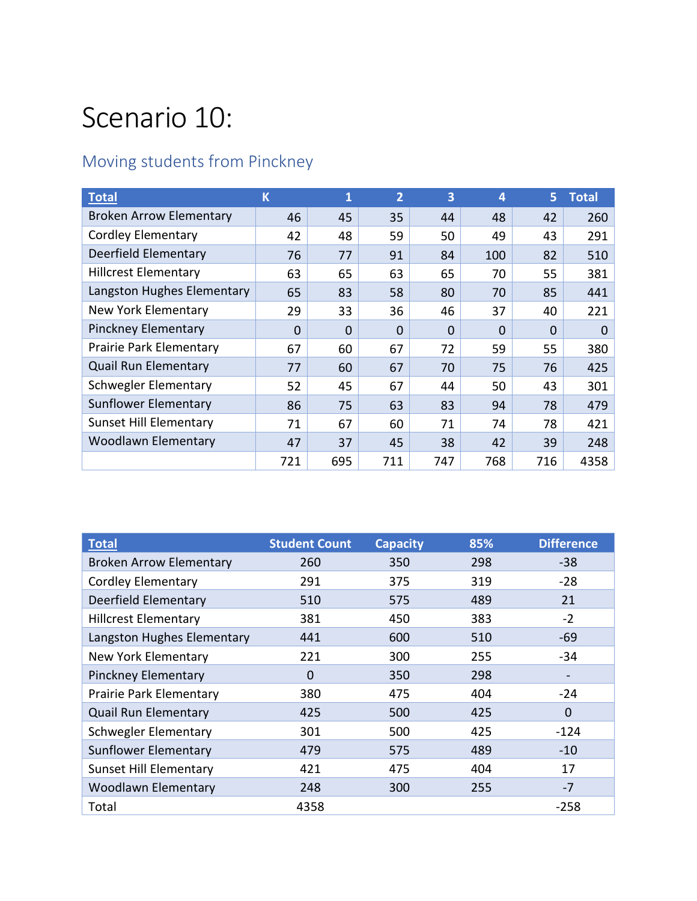# Scenario 10:

## Moving students from Pinckney

| Total | K | 1 | 2 | 3 | 4 | 5 | Total |
|---|---|---|---|---|---|---|---|
| Broken Arrow Elementary | 46 | 45 | 35 | 44 | 48 | 42 | 260 |
| Cordley Elementary | 42 | 48 | 59 | 50 | 49 | 43 | 291 |
| Deerfield Elementary | 76 | 77 | 91 | 84 | 100 | 82 | 510 |
| Hillcrest Elementary | 63 | 65 | 63 | 65 | 70 | 55 | 381 |
| Langston Hughes Elementary | 65 | 83 | 58 | 80 | 70 | 85 | 441 |
| New York Elementary | 29 | 33 | 36 | 46 | 37 | 40 | 221 |
| Pinckney Elementary | 0 | 0 | 0 | 0 | 0 | 0 | 0 |
| Prairie Park Elementary | 67 | 60 | 67 | 72 | 59 | 55 | 380 |
| Quail Run Elementary | 77 | 60 | 67 | 70 | 75 | 76 | 425 |
| Schwegler Elementary | 52 | 45 | 67 | 44 | 50 | 43 | 301 |
| Sunflower Elementary | 86 | 75 | 63 | 83 | 94 | 78 | 479 |
| Sunset Hill Elementary | 71 | 67 | 60 | 71 | 74 | 78 | 421 |
| Woodlawn Elementary | 47 | 37 | 45 | 38 | 42 | 39 | 248 |
| | 721 | 695 | 711 | 747 | 768 | 716 | 4358 |

| Total | Student Count | Capacity | 85% | Difference |
|---|---|---|---|---|
| Broken Arrow Elementary | 260 | 350 | 298 | -38 |
| Cordley Elementary | 291 | 375 | 319 | -28 |
| Deerfield Elementary | 510 | 575 | 489 | 21 |
| Hillcrest Elementary | 381 | 450 | 383 | -2 |
| Langston Hughes Elementary | 441 | 600 | 510 | -69 |
| New York Elementary | 221 | 300 | 255 | -34 |
| Pinckney Elementary | 0 | 350 | 298 | - |
| Prairie Park Elementary | 380 | 475 | 404 | -24 |
| Quail Run Elementary | 425 | 500 | 425 | 0 |
| Schwegler Elementary | 301 | 500 | 425 | -124 |
| Sunflower Elementary | 479 | 575 | 489 | -10 |
| Sunset Hill Elementary | 421 | 475 | 404 | 17 |
| Woodlawn Elementary | 248 | 300 | 255 | -7 |
| Total | 4358 | | | -258 |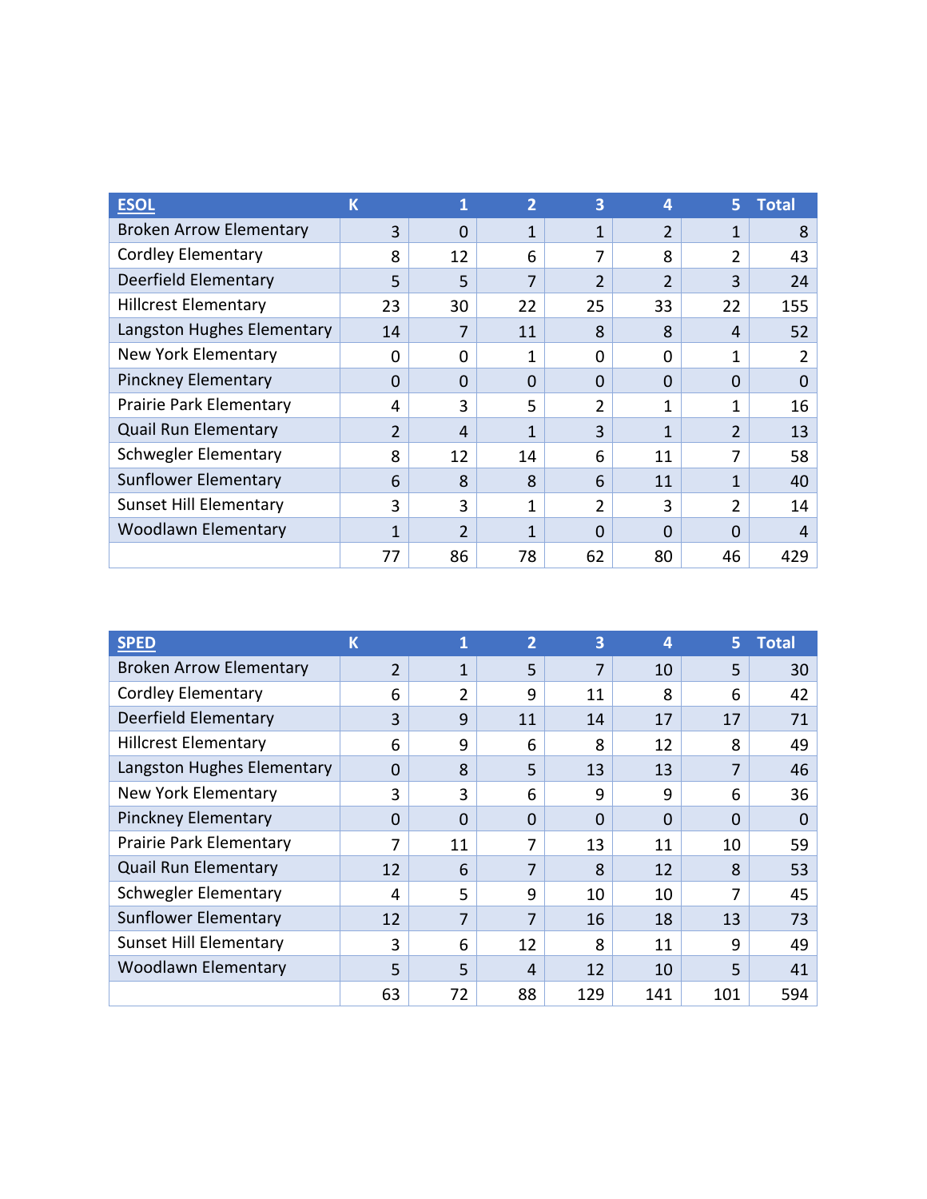| ESOL | K | 1 | 2 | 3 | 4 | 5 | Total |
|---|---|---|---|---|---|---|---|
| Broken Arrow Elementary | 3 | 0 | 1 | 1 | 2 | 1 | 8 |
| Cordley Elementary | 8 | 12 | 6 | 7 | 8 | 2 | 43 |
| Deerfield Elementary | 5 | 5 | 7 | 2 | 2 | 3 | 24 |
| Hillcrest Elementary | 23 | 30 | 22 | 25 | 33 | 22 | 155 |
| Langston Hughes Elementary | 14 | 7 | 11 | 8 | 8 | 4 | 52 |
| New York Elementary | 0 | 0 | 1 | 0 | 0 | 1 | 2 |
| Pinckney Elementary | 0 | 0 | 0 | 0 | 0 | 0 | 0 |
| Prairie Park Elementary | 4 | 3 | 5 | 2 | 1 | 1 | 16 |
| Quail Run Elementary | 2 | 4 | 1 | 3 | 1 | 2 | 13 |
| Schwegler Elementary | 8 | 12 | 14 | 6 | 11 | 7 | 58 |
| Sunflower Elementary | 6 | 8 | 8 | 6 | 11 | 1 | 40 |
| Sunset Hill Elementary | 3 | 3 | 1 | 2 | 3 | 2 | 14 |
| Woodlawn Elementary | 1 | 2 | 1 | 0 | 0 | 0 | 4 |
| | 77 | 86 | 78 | 62 | 80 | 46 | 429 |

| SPED | K | 1 | 2 | 3 | 4 | 5 | Total |
|---|---|---|---|---|---|---|---|
| Broken Arrow Elementary | 2 | 1 | 5 | 7 | 10 | 5 | 30 |
| Cordley Elementary | 6 | 2 | 9 | 11 | 8 | 6 | 42 |
| Deerfield Elementary | 3 | 9 | 11 | 14 | 17 | 17 | 71 |
| Hillcrest Elementary | 6 | 9 | 6 | 8 | 12 | 8 | 49 |
| Langston Hughes Elementary | 0 | 8 | 5 | 13 | 13 | 7 | 46 |
| New York Elementary | 3 | 3 | 6 | 9 | 9 | 6 | 36 |
| Pinckney Elementary | 0 | 0 | 0 | 0 | 0 | 0 | 0 |
| Prairie Park Elementary | 7 | 11 | 7 | 13 | 11 | 10 | 59 |
| Quail Run Elementary | 12 | 6 | 7 | 8 | 12 | 8 | 53 |
| Schwegler Elementary | 4 | 5 | 9 | 10 | 10 | 7 | 45 |
| Sunflower Elementary | 12 | 7 | 7 | 16 | 18 | 13 | 73 |
| Sunset Hill Elementary | 3 | 6 | 12 | 8 | 11 | 9 | 49 |
| Woodlawn Elementary | 5 | 5 | 4 | 12 | 10 | 5 | 41 |
| | 63 | 72 | 88 | 129 | 141 | 101 | 594 |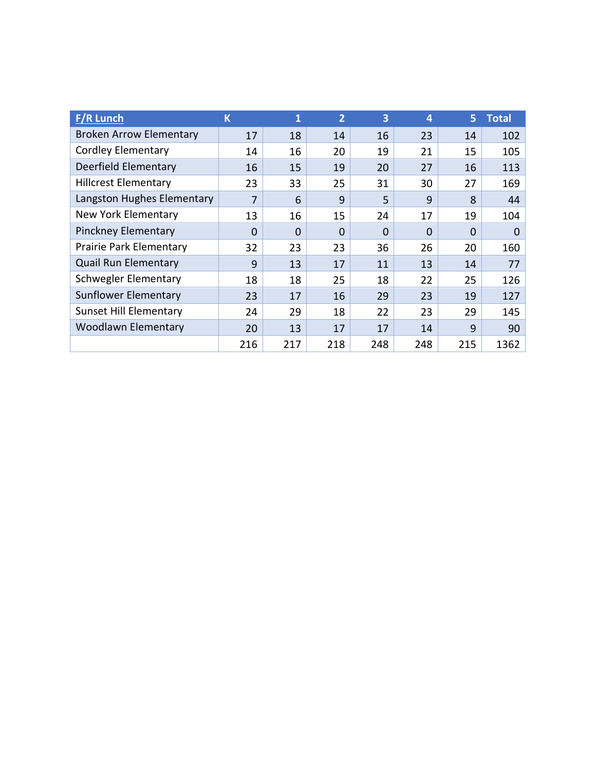| F/R Lunch | K | 1 | 2 | 3 | 4 | 5 | Total |
|---|---|---|---|---|---|---|---|
| Broken Arrow Elementary | 17 | 18 | 14 | 16 | 23 | 14 | 102 |
| Cordley Elementary | 14 | 16 | 20 | 19 | 21 | 15 | 105 |
| Deerfield Elementary | 16 | 15 | 19 | 20 | 27 | 16 | 113 |
| Hillcrest Elementary | 23 | 33 | 25 | 31 | 30 | 27 | 169 |
| Langston Hughes Elementary | 7 | 6 | 9 | 5 | 9 | 8 | 44 |
| New York Elementary | 13 | 16 | 15 | 24 | 17 | 19 | 104 |
| Pinckney Elementary | 0 | 0 | 0 | 0 | 0 | 0 | 0 |
| Prairie Park Elementary | 32 | 23 | 23 | 36 | 26 | 20 | 160 |
| Quail Run Elementary | 9 | 13 | 17 | 11 | 13 | 14 | 77 |
| Schwegler Elementary | 18 | 18 | 25 | 18 | 22 | 25 | 126 |
| Sunflower Elementary | 23 | 17 | 16 | 29 | 23 | 19 | 127 |
| Sunset Hill Elementary | 24 | 29 | 18 | 22 | 23 | 29 | 145 |
| Woodlawn Elementary | 20 | 13 | 17 | 17 | 14 | 9 | 90 |
| | 216 | 217 | 218 | 248 | 248 | 215 | 1362 |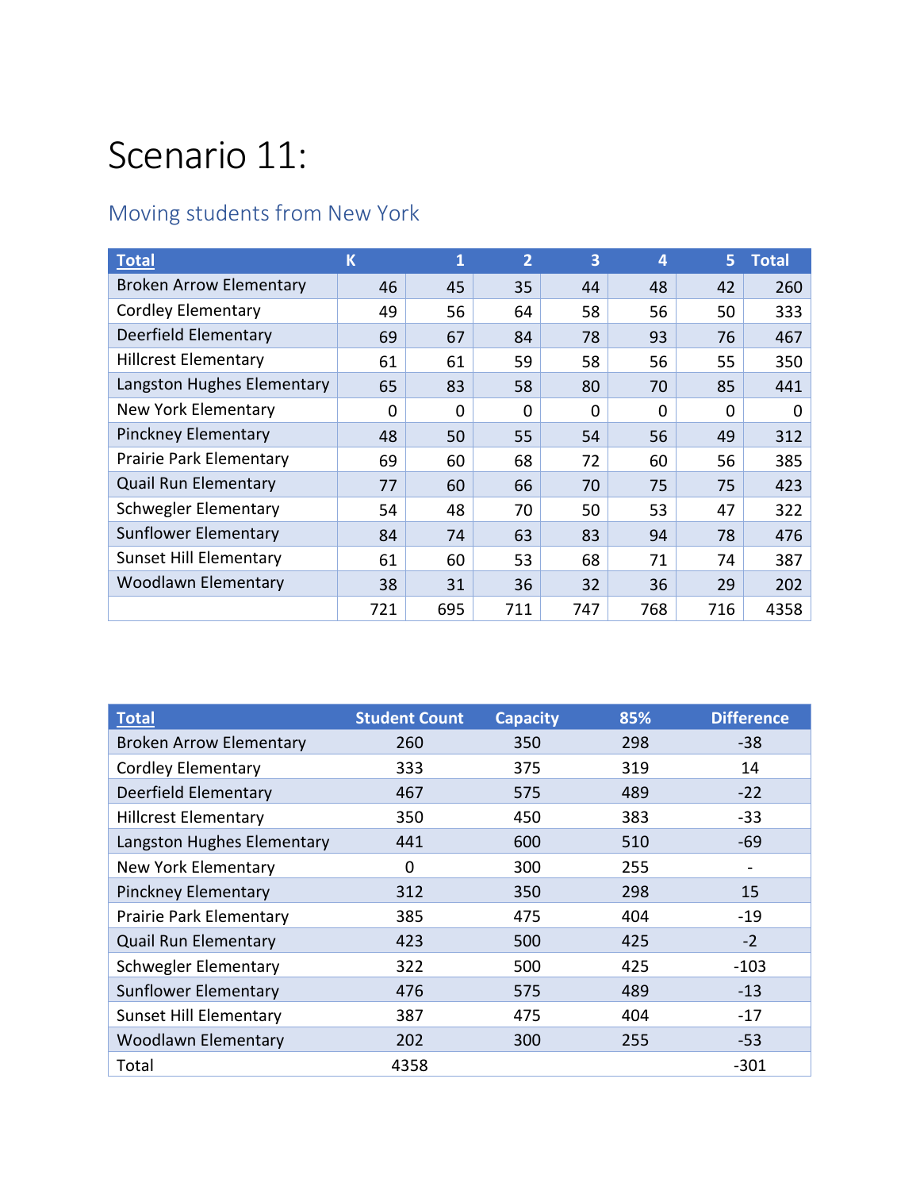# Scenario 11:

## Moving students from New York

| Total | K | 1 | 2 | 3 | 4 | 5 | Total |
|---|---|---|---|---|---|---|---|
| Broken Arrow Elementary | 46 | 45 | 35 | 44 | 48 | 42 | 260 |
| Cordley Elementary | 49 | 56 | 64 | 58 | 56 | 50 | 333 |
| Deerfield Elementary | 69 | 67 | 84 | 78 | 93 | 76 | 467 |
| Hillcrest Elementary | 61 | 61 | 59 | 58 | 56 | 55 | 350 |
| Langston Hughes Elementary | 65 | 83 | 58 | 80 | 70 | 85 | 441 |
| New York Elementary | 0 | 0 | 0 | 0 | 0 | 0 | 0 |
| Pinckney Elementary | 48 | 50 | 55 | 54 | 56 | 49 | 312 |
| Prairie Park Elementary | 69 | 60 | 68 | 72 | 60 | 56 | 385 |
| Quail Run Elementary | 77 | 60 | 66 | 70 | 75 | 75 | 423 |
| Schwegler Elementary | 54 | 48 | 70 | 50 | 53 | 47 | 322 |
| Sunflower Elementary | 84 | 74 | 63 | 83 | 94 | 78 | 476 |
| Sunset Hill Elementary | 61 | 60 | 53 | 68 | 71 | 74 | 387 |
| Woodlawn Elementary | 38 | 31 | 36 | 32 | 36 | 29 | 202 |
| | 721 | 695 | 711 | 747 | 768 | 716 | 4358 |

| Total | Student Count | Capacity | 85% | Difference |
|---|---|---|---|---|
| Broken Arrow Elementary | 260 | 350 | 298 | -38 |
| Cordley Elementary | 333 | 375 | 319 | 14 |
| Deerfield Elementary | 467 | 575 | 489 | -22 |
| Hillcrest Elementary | 350 | 450 | 383 | -33 |
| Langston Hughes Elementary | 441 | 600 | 510 | -69 |
| New York Elementary | 0 | 300 | 255 | - |
| Pinckney Elementary | 312 | 350 | 298 | 15 |
| Prairie Park Elementary | 385 | 475 | 404 | -19 |
| Quail Run Elementary | 423 | 500 | 425 | -2 |
| Schwegler Elementary | 322 | 500 | 425 | -103 |
| Sunflower Elementary | 476 | 575 | 489 | -13 |
| Sunset Hill Elementary | 387 | 475 | 404 | -17 |
| Woodlawn Elementary | 202 | 300 | 255 | -53 |
| Total | 4358 | | | -301 |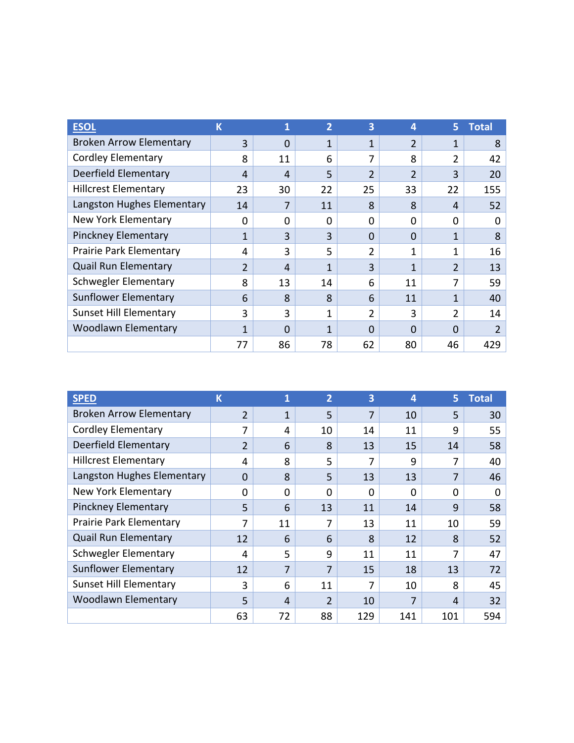| ESOL | K | 1 | 2 | 3 | 4 | 5 | Total |
|---|---|---|---|---|---|---|---|
| Broken Arrow Elementary | 3 | 0 | 1 | 1 | 2 | 1 | 8 |
| Cordley Elementary | 8 | 11 | 6 | 7 | 8 | 2 | 42 |
| Deerfield Elementary | 4 | 4 | 5 | 2 | 2 | 3 | 20 |
| Hillcrest Elementary | 23 | 30 | 22 | 25 | 33 | 22 | 155 |
| Langston Hughes Elementary | 14 | 7 | 11 | 8 | 8 | 4 | 52 |
| New York Elementary | 0 | 0 | 0 | 0 | 0 | 0 | 0 |
| Pinckney Elementary | 1 | 3 | 3 | 0 | 0 | 1 | 8 |
| Prairie Park Elementary | 4 | 3 | 5 | 2 | 1 | 1 | 16 |
| Quail Run Elementary | 2 | 4 | 1 | 3 | 1 | 2 | 13 |
| Schwegler Elementary | 8 | 13 | 14 | 6 | 11 | 7 | 59 |
| Sunflower Elementary | 6 | 8 | 8 | 6 | 11 | 1 | 40 |
| Sunset Hill Elementary | 3 | 3 | 1 | 2 | 3 | 2 | 14 |
| Woodlawn Elementary | 1 | 0 | 1 | 0 | 0 | 0 | 2 |
| | 77 | 86 | 78 | 62 | 80 | 46 | 429 |

| SPED | K | 1 | 2 | 3 | 4 | 5 | Total |
|---|---|---|---|---|---|---|---|
| Broken Arrow Elementary | 2 | 1 | 5 | 7 | 10 | 5 | 30 |
| Cordley Elementary | 7 | 4 | 10 | 14 | 11 | 9 | 55 |
| Deerfield Elementary | 2 | 6 | 8 | 13 | 15 | 14 | 58 |
| Hillcrest Elementary | 4 | 8 | 5 | 7 | 9 | 7 | 40 |
| Langston Hughes Elementary | 0 | 8 | 5 | 13 | 13 | 7 | 46 |
| New York Elementary | 0 | 0 | 0 | 0 | 0 | 0 | 0 |
| Pinckney Elementary | 5 | 6 | 13 | 11 | 14 | 9 | 58 |
| Prairie Park Elementary | 7 | 11 | 7 | 13 | 11 | 10 | 59 |
| Quail Run Elementary | 12 | 6 | 6 | 8 | 12 | 8 | 52 |
| Schwegler Elementary | 4 | 5 | 9 | 11 | 11 | 7 | 47 |
| Sunflower Elementary | 12 | 7 | 7 | 15 | 18 | 13 | 72 |
| Sunset Hill Elementary | 3 | 6 | 11 | 7 | 10 | 8 | 45 |
| Woodlawn Elementary | 5 | 4 | 2 | 10 | 7 | 4 | 32 |
| | 63 | 72 | 88 | 129 | 141 | 101 | 594 |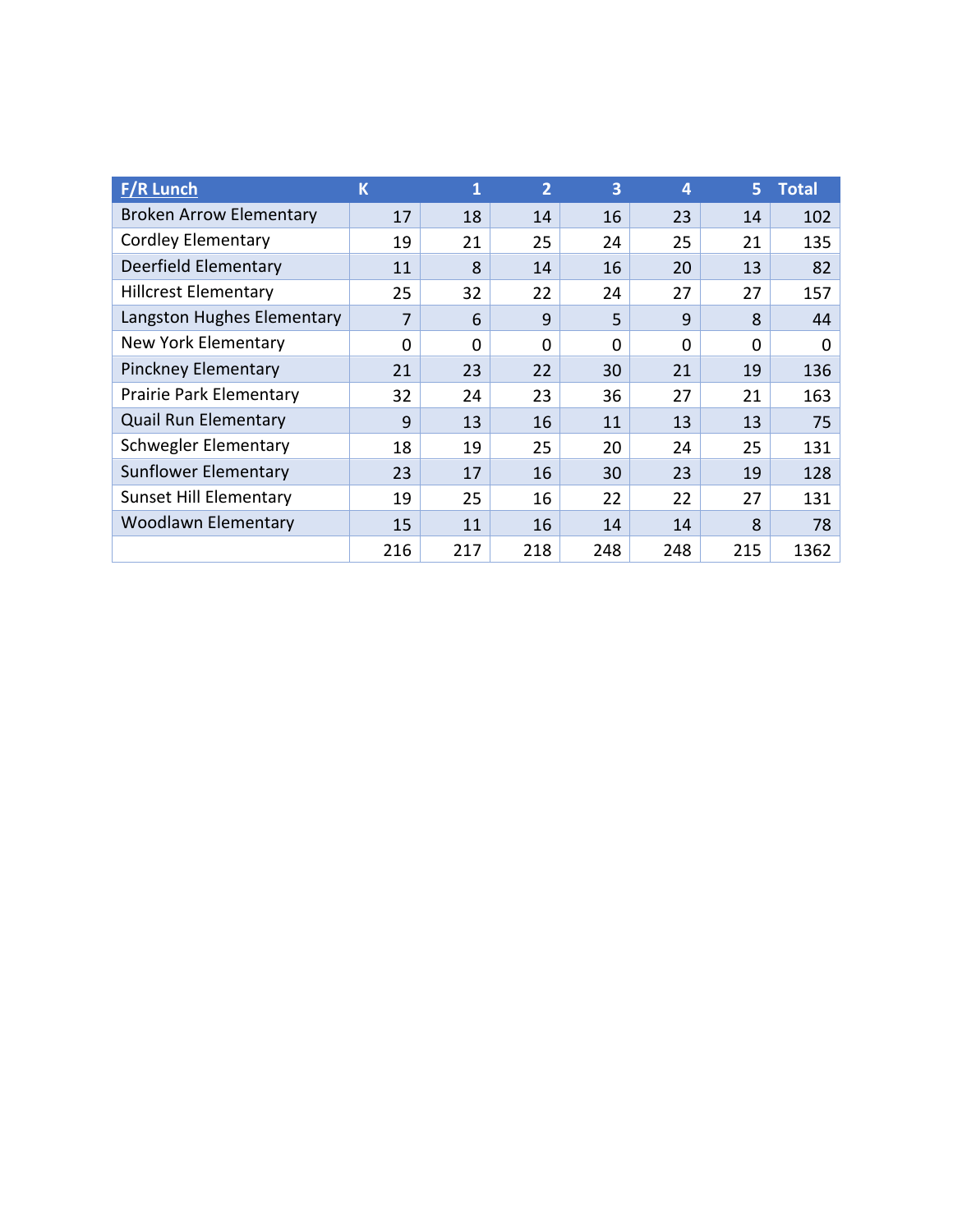| F/R Lunch | K | 1 | 2 | 3 | 4 | 5 | Total |
|---|---|---|---|---|---|---|---|
| Broken Arrow Elementary | 17 | 18 | 14 | 16 | 23 | 14 | 102 |
| Cordley Elementary | 19 | 21 | 25 | 24 | 25 | 21 | 135 |
| Deerfield Elementary | 11 | 8 | 14 | 16 | 20 | 13 | 82 |
| Hillcrest Elementary | 25 | 32 | 22 | 24 | 27 | 27 | 157 |
| Langston Hughes Elementary | 7 | 6 | 9 | 5 | 9 | 8 | 44 |
| New York Elementary | 0 | 0 | 0 | 0 | 0 | 0 | 0 |
| Pinckney Elementary | 21 | 23 | 22 | 30 | 21 | 19 | 136 |
| Prairie Park Elementary | 32 | 24 | 23 | 36 | 27 | 21 | 163 |
| Quail Run Elementary | 9 | 13 | 16 | 11 | 13 | 13 | 75 |
| Schwegler Elementary | 18 | 19 | 25 | 20 | 24 | 25 | 131 |
| Sunflower Elementary | 23 | 17 | 16 | 30 | 23 | 19 | 128 |
| Sunset Hill Elementary | 19 | 25 | 16 | 22 | 22 | 27 | 131 |
| Woodlawn Elementary | 15 | 11 | 16 | 14 | 14 | 8 | 78 |
| | 216 | 217 | 218 | 248 | 248 | 215 | 1362 |